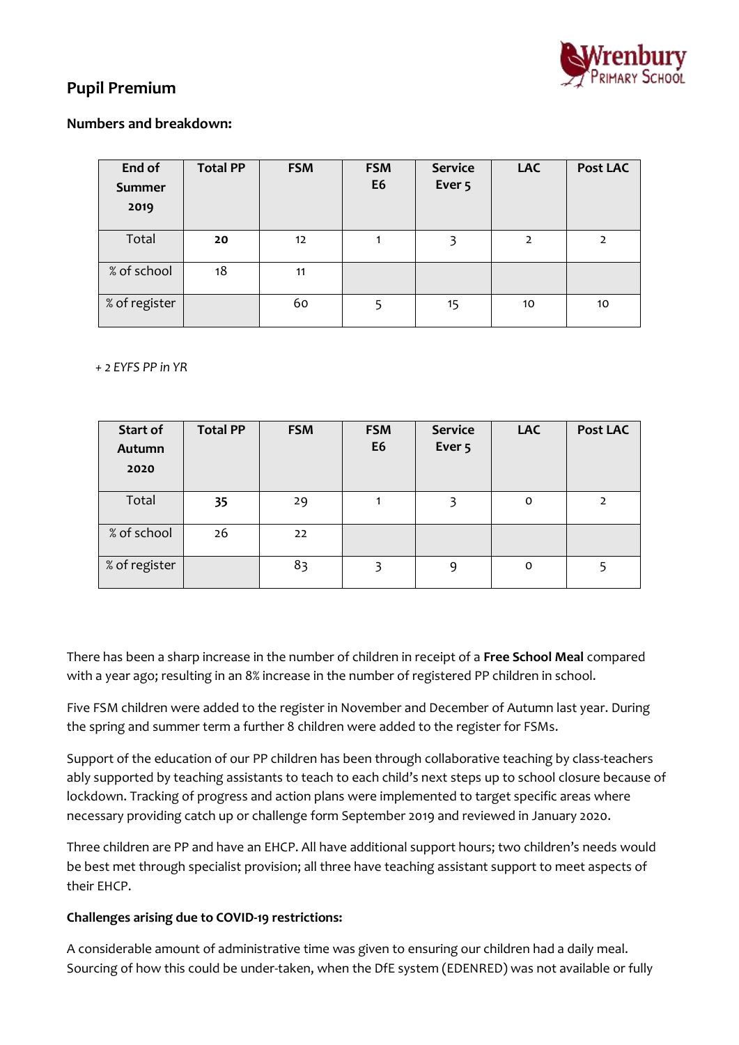## Pupil Premium

**Numbers and breakdown:**

| End of Summer 2019 | Total PP | FSM | FSM E6 | Service Ever 5 | LAC | Post LAC |
|---|---|---|---|---|---|---|
| Total | **20** | 12 | 1 | 3 | 2 | 2 |
| % of school | 18 | 11 | | | | |
| % of register | | 60 | 5 | 15 | 10 | 10 |

*+ 2 EYFS PP in YR*

| Start of Autumn 2020 | Total PP | FSM | FSM E6 | Service Ever 5 | LAC | Post LAC |
|---|---|---|---|---|---|---|
| Total | **35** | 29 | 1 | 3 | 0 | 2 |
| % of school | 26 | 22 | | | | |
| % of register | | 83 | 3 | 9 | 0 | 5 |

There has been a sharp increase in the number of children in receipt of a **Free School Meal** compared with a year ago; resulting in an 8% increase in the number of registered PP children in school.

Five FSM children were added to the register in November and December of Autumn last year. During the spring and summer term a further 8 children were added to the register for FSMs.

Support of the education of our PP children has been through collaborative teaching by class-teachers ably supported by teaching assistants to teach to each child's next steps up to school closure because of lockdown. Tracking of progress and action plans were implemented to target specific areas where necessary providing catch up or challenge form September 2019 and reviewed in January 2020.

Three children are PP and have an EHCP. All have additional support hours; two children's needs would be best met through specialist provision; all three have teaching assistant support to meet aspects of their EHCP.

**Challenges arising due to COVID-19 restrictions:**

A considerable amount of administrative time was given to ensuring our children had a daily meal. Sourcing of how this could be under-taken, when the DfE system (EDENRED) was not available or fully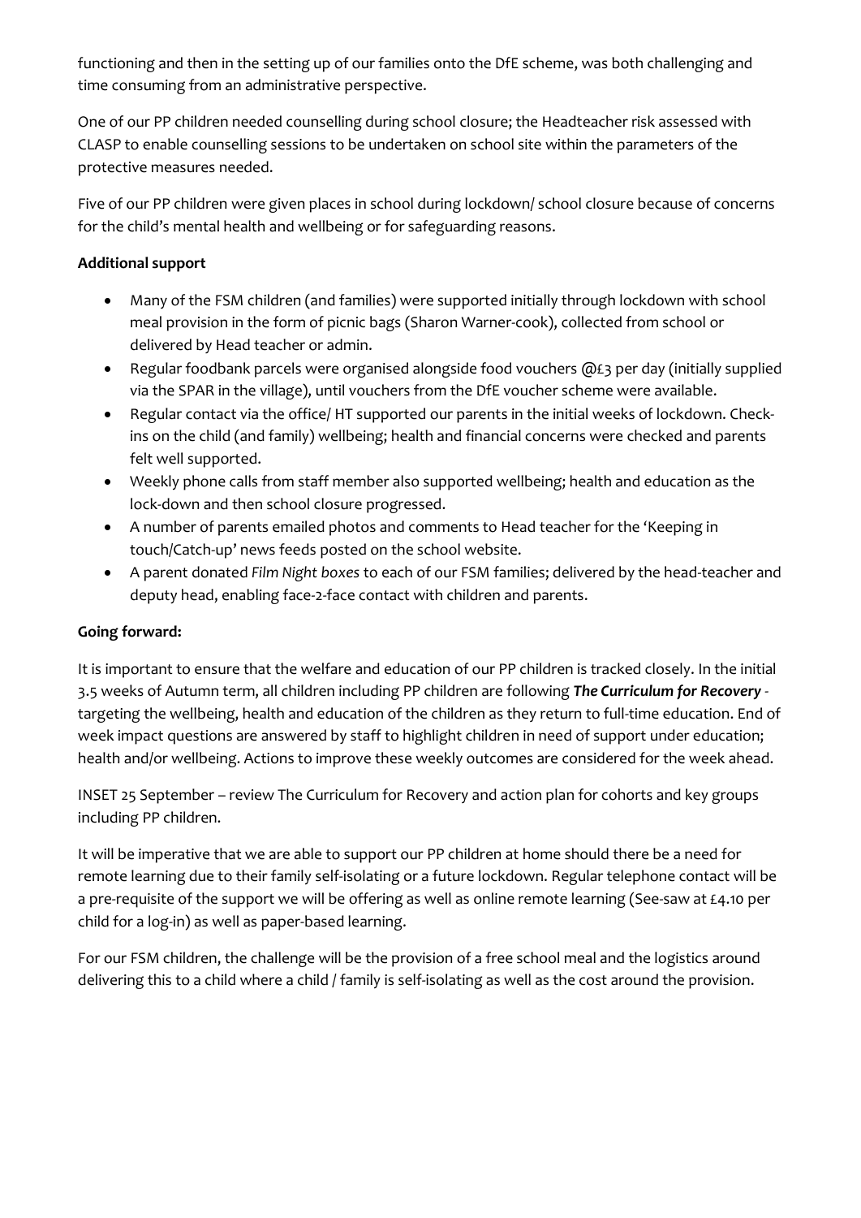functioning and then in the setting up of our families onto the DfE scheme, was both challenging and time consuming from an administrative perspective.

One of our PP children needed counselling during school closure; the Headteacher risk assessed with CLASP to enable counselling sessions to be undertaken on school site within the parameters of the protective measures needed.

Five of our PP children were given places in school during lockdown/ school closure because of concerns for the child's mental health and wellbeing or for safeguarding reasons.

**Additional support**

- Many of the FSM children (and families) were supported initially through lockdown with school meal provision in the form of picnic bags (Sharon Warner-cook), collected from school or delivered by Head teacher or admin.
- Regular foodbank parcels were organised alongside food vouchers @£3 per day (initially supplied via the SPAR in the village), until vouchers from the DfE voucher scheme were available.
- Regular contact via the office/ HT supported our parents in the initial weeks of lockdown. Check-ins on the child (and family) wellbeing; health and financial concerns were checked and parents felt well supported.
- Weekly phone calls from staff member also supported wellbeing; health and education as the lock-down and then school closure progressed.
- A number of parents emailed photos and comments to Head teacher for the 'Keeping in touch/Catch-up' news feeds posted on the school website.
- A parent donated *Film Night boxes* to each of our FSM families; delivered by the head-teacher and deputy head, enabling face-2-face contact with children and parents.

**Going forward:**

It is important to ensure that the welfare and education of our PP children is tracked closely. In the initial 3.5 weeks of Autumn term, all children including PP children are following ***The Curriculum for Recovery*** - targeting the wellbeing, health and education of the children as they return to full-time education. End of week impact questions are answered by staff to highlight children in need of support under education; health and/or wellbeing. Actions to improve these weekly outcomes are considered for the week ahead.

INSET 25 September – review The Curriculum for Recovery and action plan for cohorts and key groups including PP children.

It will be imperative that we are able to support our PP children at home should there be a need for remote learning due to their family self-isolating or a future lockdown. Regular telephone contact will be a pre-requisite of the support we will be offering as well as online remote learning (See-saw at £4.10 per child for a log-in) as well as paper-based learning.

For our FSM children, the challenge will be the provision of a free school meal and the logistics around delivering this to a child where a child / family is self-isolating as well as the cost around the provision.